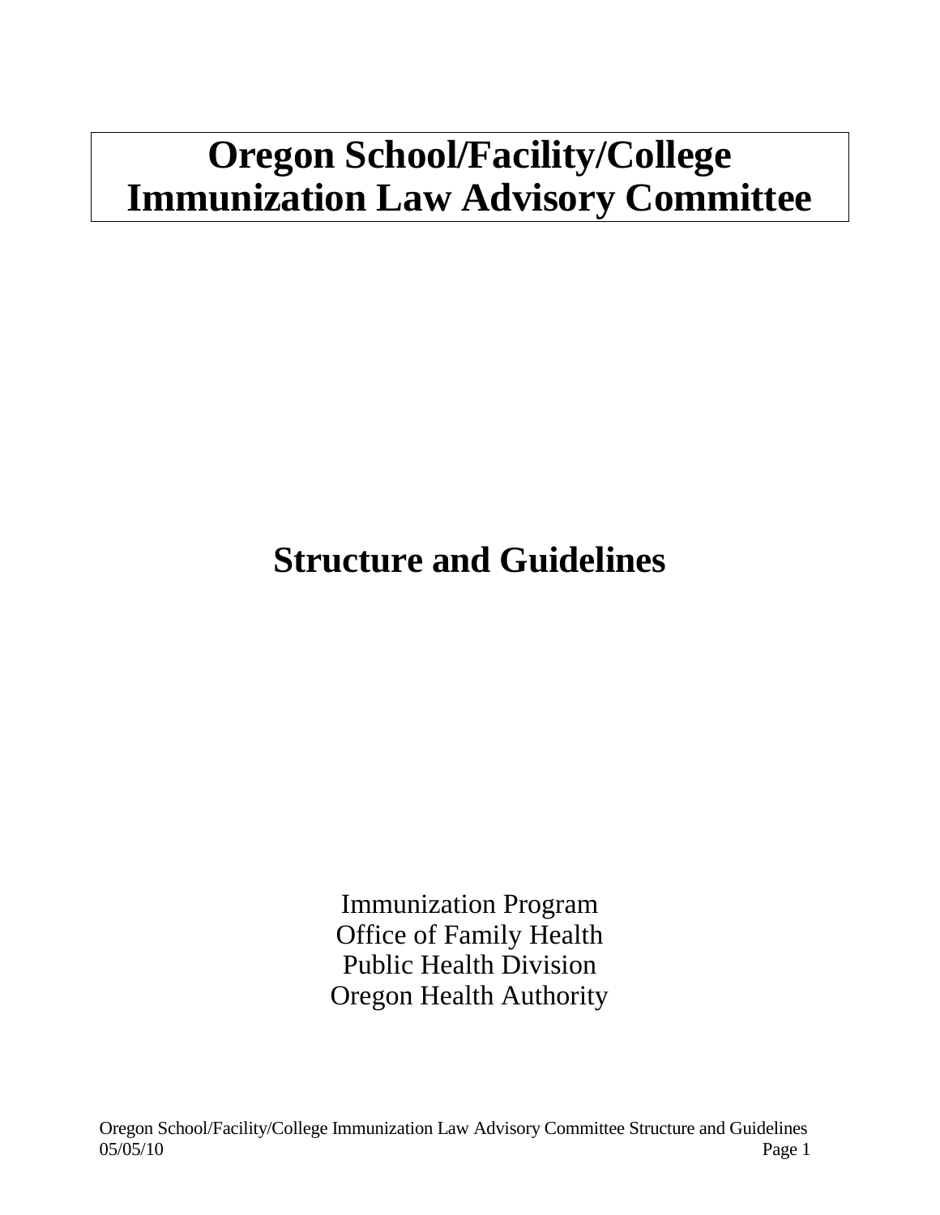# Oregon School/Facility/College Immunization Law Advisory Committee

## Structure and Guidelines

Immunization Program
Office of Family Health
Public Health Division
Oregon Health Authority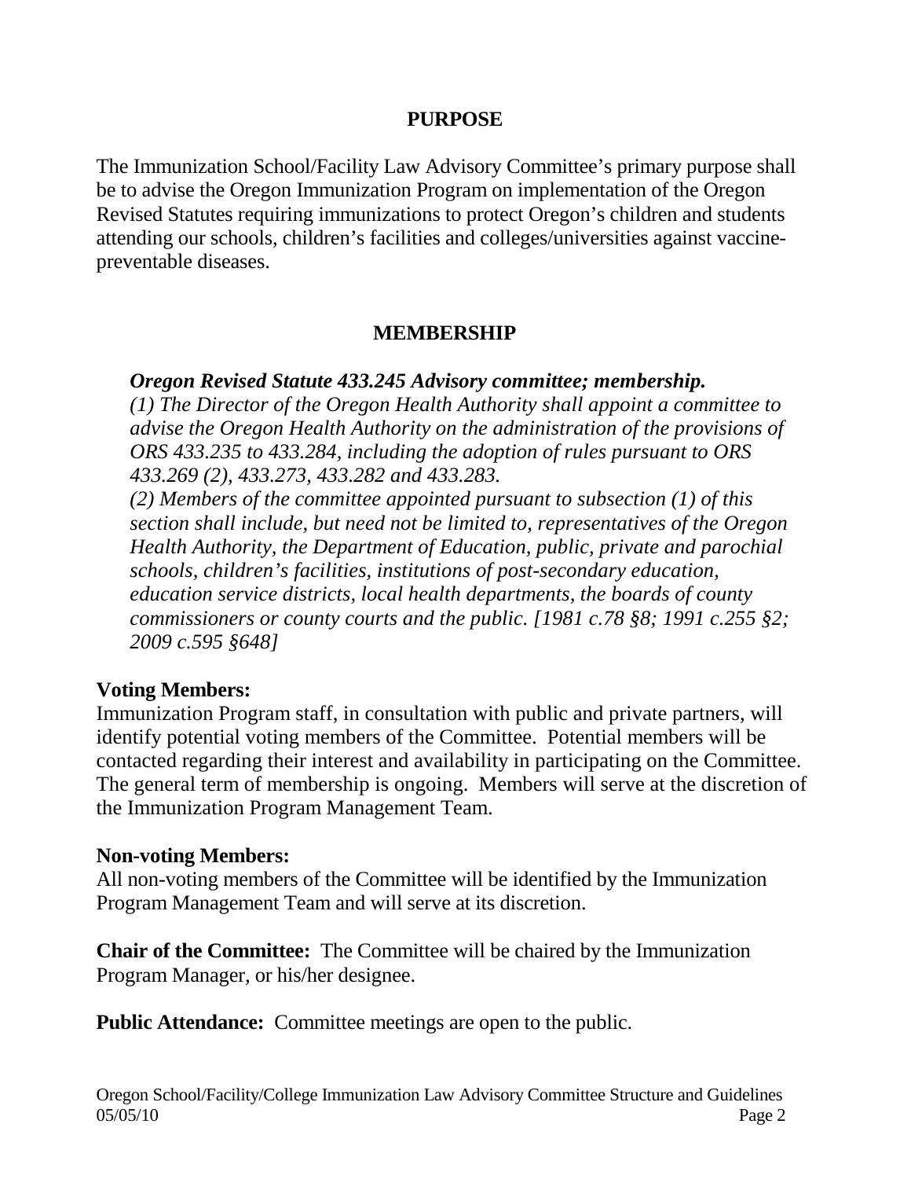## PURPOSE

The Immunization School/Facility Law Advisory Committee's primary purpose shall be to advise the Oregon Immunization Program on implementation of the Oregon Revised Statutes requiring immunizations to protect Oregon's children and students attending our schools, children's facilities and colleges/universities against vaccine-preventable diseases.

## MEMBERSHIP

***Oregon Revised Statute 433.245 Advisory committee; membership.***
*(1) The Director of the Oregon Health Authority shall appoint a committee to advise the Oregon Health Authority on the administration of the provisions of ORS 433.235 to 433.284, including the adoption of rules pursuant to ORS 433.269 (2), 433.273, 433.282 and 433.283.*
*(2) Members of the committee appointed pursuant to subsection (1) of this section shall include, but need not be limited to, representatives of the Oregon Health Authority, the Department of Education, public, private and parochial schools, children's facilities, institutions of post-secondary education, education service districts, local health departments, the boards of county commissioners or county courts and the public. [1981 c.78 §8; 1991 c.255 §2; 2009 c.595 §648]*

**Voting Members:**
Immunization Program staff, in consultation with public and private partners, will identify potential voting members of the Committee. Potential members will be contacted regarding their interest and availability in participating on the Committee. The general term of membership is ongoing. Members will serve at the discretion of the Immunization Program Management Team.

**Non-voting Members:**
All non-voting members of the Committee will be identified by the Immunization Program Management Team and will serve at its discretion.

**Chair of the Committee:** The Committee will be chaired by the Immunization Program Manager, or his/her designee.

**Public Attendance:** Committee meetings are open to the public.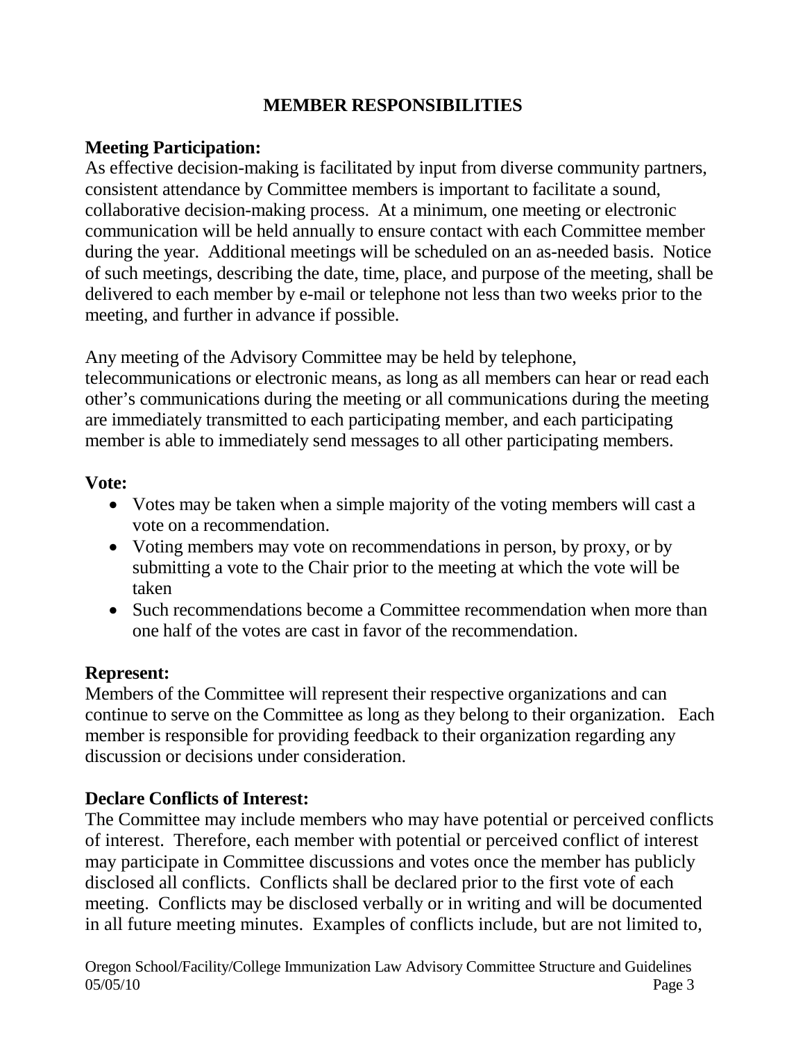## MEMBER RESPONSIBILITIES

**Meeting Participation:**
As effective decision-making is facilitated by input from diverse community partners, consistent attendance by Committee members is important to facilitate a sound, collaborative decision-making process. At a minimum, one meeting or electronic communication will be held annually to ensure contact with each Committee member during the year. Additional meetings will be scheduled on an as-needed basis. Notice of such meetings, describing the date, time, place, and purpose of the meeting, shall be delivered to each member by e-mail or telephone not less than two weeks prior to the meeting, and further in advance if possible.

Any meeting of the Advisory Committee may be held by telephone, telecommunications or electronic means, as long as all members can hear or read each other's communications during the meeting or all communications during the meeting are immediately transmitted to each participating member, and each participating member is able to immediately send messages to all other participating members.

**Vote:**

- Votes may be taken when a simple majority of the voting members will cast a vote on a recommendation.
- Voting members may vote on recommendations in person, by proxy, or by submitting a vote to the Chair prior to the meeting at which the vote will be taken
- Such recommendations become a Committee recommendation when more than one half of the votes are cast in favor of the recommendation.

**Represent:**
Members of the Committee will represent their respective organizations and can continue to serve on the Committee as long as they belong to their organization. Each member is responsible for providing feedback to their organization regarding any discussion or decisions under consideration.

**Declare Conflicts of Interest:**
The Committee may include members who may have potential or perceived conflicts of interest. Therefore, each member with potential or perceived conflict of interest may participate in Committee discussions and votes once the member has publicly disclosed all conflicts. Conflicts shall be declared prior to the first vote of each meeting. Conflicts may be disclosed verbally or in writing and will be documented in all future meeting minutes. Examples of conflicts include, but are not limited to,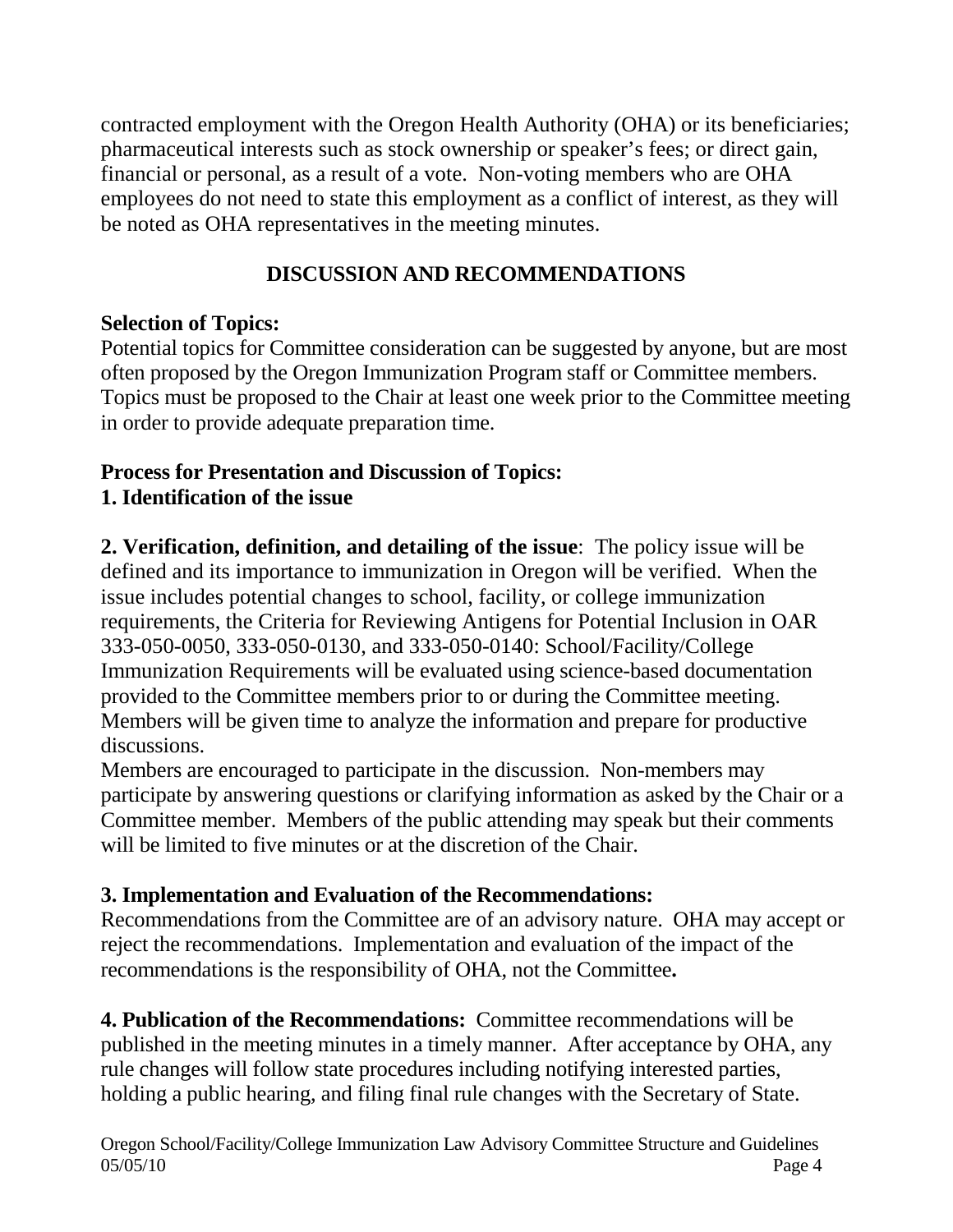contracted employment with the Oregon Health Authority (OHA) or its beneficiaries; pharmaceutical interests such as stock ownership or speaker's fees; or direct gain, financial or personal, as a result of a vote. Non-voting members who are OHA employees do not need to state this employment as a conflict of interest, as they will be noted as OHA representatives in the meeting minutes.

## DISCUSSION AND RECOMMENDATIONS

**Selection of Topics:**
Potential topics for Committee consideration can be suggested by anyone, but are most often proposed by the Oregon Immunization Program staff or Committee members. Topics must be proposed to the Chair at least one week prior to the Committee meeting in order to provide adequate preparation time.

**Process for Presentation and Discussion of Topics:**
**1. Identification of the issue**

**2. Verification, definition, and detailing of the issue**: The policy issue will be defined and its importance to immunization in Oregon will be verified. When the issue includes potential changes to school, facility, or college immunization requirements, the Criteria for Reviewing Antigens for Potential Inclusion in OAR 333-050-0050, 333-050-0130, and 333-050-0140: School/Facility/College Immunization Requirements will be evaluated using science-based documentation provided to the Committee members prior to or during the Committee meeting. Members will be given time to analyze the information and prepare for productive discussions.
Members are encouraged to participate in the discussion. Non-members may participate by answering questions or clarifying information as asked by the Chair or a Committee member. Members of the public attending may speak but their comments will be limited to five minutes or at the discretion of the Chair.

**3. Implementation and Evaluation of the Recommendations:**
Recommendations from the Committee are of an advisory nature. OHA may accept or reject the recommendations. Implementation and evaluation of the impact of the recommendations is the responsibility of OHA, not the Committee**.**

**4. Publication of the Recommendations:** Committee recommendations will be published in the meeting minutes in a timely manner. After acceptance by OHA, any rule changes will follow state procedures including notifying interested parties, holding a public hearing, and filing final rule changes with the Secretary of State.